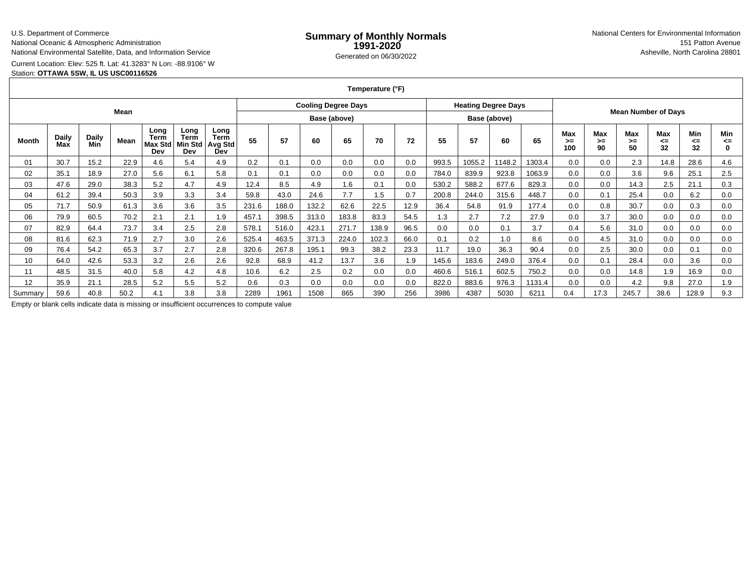U.S. Department of Commerce
National Oceanic & Atmospheric Administration
National Environmental Satellite, Data, and Information Service

# Summary of Monthly Normals 1991-2020

Generated on 06/30/2022

National Centers for Environmental Information
151 Patton Avenue
Asheville, North Carolina 28801

Current Location: Elev: 525 ft. Lat: 41.3283° N Lon: -88.9106° W
Station: **OTTAWA 5SW, IL US USC00116526**

| Temperature (°F) | | | | | | | | | | | | | | | | | | | | | | | |
|---|---|---|---|---|---|---|---|---|---|---|---|---|---|---|---|---|---|---|---|---|---|---|---|
| Mean | | | | | | | Cooling Degree Days | | | | | | Heating Degree Days | | | | Mean Number of Days | | | | | | |
| | | | | | | | Base (above) | | | | | | Base (above) | | | | | | | | | | |
| Month | Daily Max | Daily Min | Mean | Long Term Max Std Dev | Long Term Min Std Dev | Long Term Avg Std Dev | 55 | 57 | 60 | 65 | 70 | 72 | 55 | 57 | 60 | 65 | Max >= 100 | Max >= 90 | Max >= 50 | Max <= 32 | Min <= 32 | Min <= 0 |
| 01 | 30.7 | 15.2 | 22.9 | 4.6 | 5.4 | 4.9 | 0.2 | 0.1 | 0.0 | 0.0 | 0.0 | 0.0 | 993.5 | 1055.2 | 1148.2 | 1303.4 | 0.0 | 0.0 | 2.3 | 14.8 | 28.6 | 4.6 |
| 02 | 35.1 | 18.9 | 27.0 | 5.6 | 6.1 | 5.8 | 0.1 | 0.1 | 0.0 | 0.0 | 0.0 | 0.0 | 784.0 | 839.9 | 923.8 | 1063.9 | 0.0 | 0.0 | 3.6 | 9.6 | 25.1 | 2.5 |
| 03 | 47.6 | 29.0 | 38.3 | 5.2 | 4.7 | 4.9 | 12.4 | 8.5 | 4.9 | 1.6 | 0.1 | 0.0 | 530.2 | 588.2 | 677.6 | 829.3 | 0.0 | 0.0 | 14.3 | 2.5 | 21.1 | 0.3 |
| 04 | 61.2 | 39.4 | 50.3 | 3.9 | 3.3 | 3.4 | 59.8 | 43.0 | 24.6 | 7.7 | 1.5 | 0.7 | 200.8 | 244.0 | 315.6 | 448.7 | 0.0 | 0.1 | 25.4 | 0.0 | 6.2 | 0.0 |
| 05 | 71.7 | 50.9 | 61.3 | 3.6 | 3.6 | 3.5 | 231.6 | 188.0 | 132.2 | 62.6 | 22.5 | 12.9 | 36.4 | 54.8 | 91.9 | 177.4 | 0.0 | 0.8 | 30.7 | 0.0 | 0.3 | 0.0 |
| 06 | 79.9 | 60.5 | 70.2 | 2.1 | 2.1 | 1.9 | 457.1 | 398.5 | 313.0 | 183.8 | 83.3 | 54.5 | 1.3 | 2.7 | 7.2 | 27.9 | 0.0 | 3.7 | 30.0 | 0.0 | 0.0 | 0.0 |
| 07 | 82.9 | 64.4 | 73.7 | 3.4 | 2.5 | 2.8 | 578.1 | 516.0 | 423.1 | 271.7 | 138.9 | 96.5 | 0.0 | 0.0 | 0.1 | 3.7 | 0.4 | 5.6 | 31.0 | 0.0 | 0.0 | 0.0 |
| 08 | 81.6 | 62.3 | 71.9 | 2.7 | 3.0 | 2.6 | 525.4 | 463.5 | 371.3 | 224.0 | 102.3 | 66.0 | 0.1 | 0.2 | 1.0 | 8.6 | 0.0 | 4.5 | 31.0 | 0.0 | 0.0 | 0.0 |
| 09 | 76.4 | 54.2 | 65.3 | 3.7 | 2.7 | 2.8 | 320.6 | 267.8 | 195.1 | 99.3 | 38.2 | 23.3 | 11.7 | 19.0 | 36.3 | 90.4 | 0.0 | 2.5 | 30.0 | 0.0 | 0.1 | 0.0 |
| 10 | 64.0 | 42.6 | 53.3 | 3.2 | 2.6 | 2.6 | 92.8 | 68.9 | 41.2 | 13.7 | 3.6 | 1.9 | 145.6 | 183.6 | 249.0 | 376.4 | 0.0 | 0.1 | 28.4 | 0.0 | 3.6 | 0.0 |
| 11 | 48.5 | 31.5 | 40.0 | 5.8 | 4.2 | 4.8 | 10.6 | 6.2 | 2.5 | 0.2 | 0.0 | 0.0 | 460.6 | 516.1 | 602.5 | 750.2 | 0.0 | 0.0 | 14.8 | 1.9 | 16.9 | 0.0 |
| 12 | 35.9 | 21.1 | 28.5 | 5.2 | 5.5 | 5.2 | 0.6 | 0.3 | 0.0 | 0.0 | 0.0 | 0.0 | 822.0 | 883.6 | 976.3 | 1131.4 | 0.0 | 0.0 | 4.2 | 9.8 | 27.0 | 1.9 |
| Summary | 59.6 | 40.8 | 50.2 | 4.1 | 3.8 | 3.8 | 2289 | 1961 | 1508 | 865 | 390 | 256 | 3986 | 4387 | 5030 | 6211 | 0.4 | 17.3 | 245.7 | 38.6 | 128.9 | 9.3 |

Empty or blank cells indicate data is missing or insufficient occurrences to compute value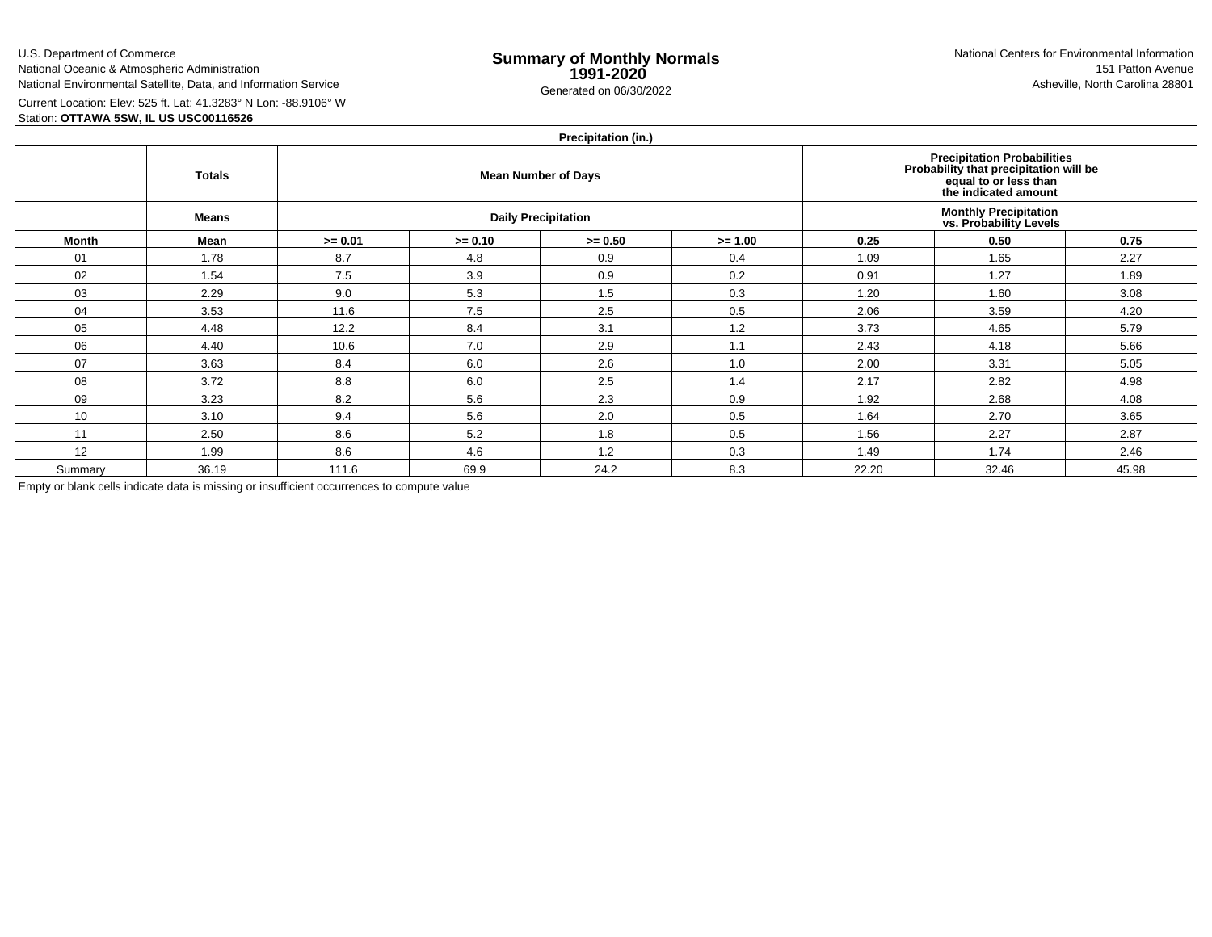U.S. Department of Commerce
National Oceanic & Atmospheric Administration
National Environmental Satellite, Data, and Information Service

# Summary of Monthly Normals 1991-2020

Generated on 06/30/2022

National Centers for Environmental Information
151 Patton Avenue
Asheville, North Carolina 28801

Current Location: Elev: 525 ft. Lat: 41.3283° N Lon: -88.9106° W
Station: **OTTAWA 5SW, IL US USC00116526**

| Precipitation (in.) | | | | | | | | |
|---|---|---|---|---|---|---|---|---|
| | **Totals** | **Mean Number of Days** | | | | **Precipitation Probabilities Probability that precipitation will be equal to or less than the indicated amount** | | |
| | **Means** | **Daily Precipitation** | | | | **Monthly Precipitation vs. Probability Levels** | | |
| **Month** | **Mean** | **>= 0.01** | **>= 0.10** | **>= 0.50** | **>= 1.00** | **0.25** | **0.50** | **0.75** |
| 01 | 1.78 | 8.7 | 4.8 | 0.9 | 0.4 | 1.09 | 1.65 | 2.27 |
| 02 | 1.54 | 7.5 | 3.9 | 0.9 | 0.2 | 0.91 | 1.27 | 1.89 |
| 03 | 2.29 | 9.0 | 5.3 | 1.5 | 0.3 | 1.20 | 1.60 | 3.08 |
| 04 | 3.53 | 11.6 | 7.5 | 2.5 | 0.5 | 2.06 | 3.59 | 4.20 |
| 05 | 4.48 | 12.2 | 8.4 | 3.1 | 1.2 | 3.73 | 4.65 | 5.79 |
| 06 | 4.40 | 10.6 | 7.0 | 2.9 | 1.1 | 2.43 | 4.18 | 5.66 |
| 07 | 3.63 | 8.4 | 6.0 | 2.6 | 1.0 | 2.00 | 3.31 | 5.05 |
| 08 | 3.72 | 8.8 | 6.0 | 2.5 | 1.4 | 2.17 | 2.82 | 4.98 |
| 09 | 3.23 | 8.2 | 5.6 | 2.3 | 0.9 | 1.92 | 2.68 | 4.08 |
| 10 | 3.10 | 9.4 | 5.6 | 2.0 | 0.5 | 1.64 | 2.70 | 3.65 |
| 11 | 2.50 | 8.6 | 5.2 | 1.8 | 0.5 | 1.56 | 2.27 | 2.87 |
| 12 | 1.99 | 8.6 | 4.6 | 1.2 | 0.3 | 1.49 | 1.74 | 2.46 |
| Summary | 36.19 | 111.6 | 69.9 | 24.2 | 8.3 | 22.20 | 32.46 | 45.98 |

Empty or blank cells indicate data is missing or insufficient occurrences to compute value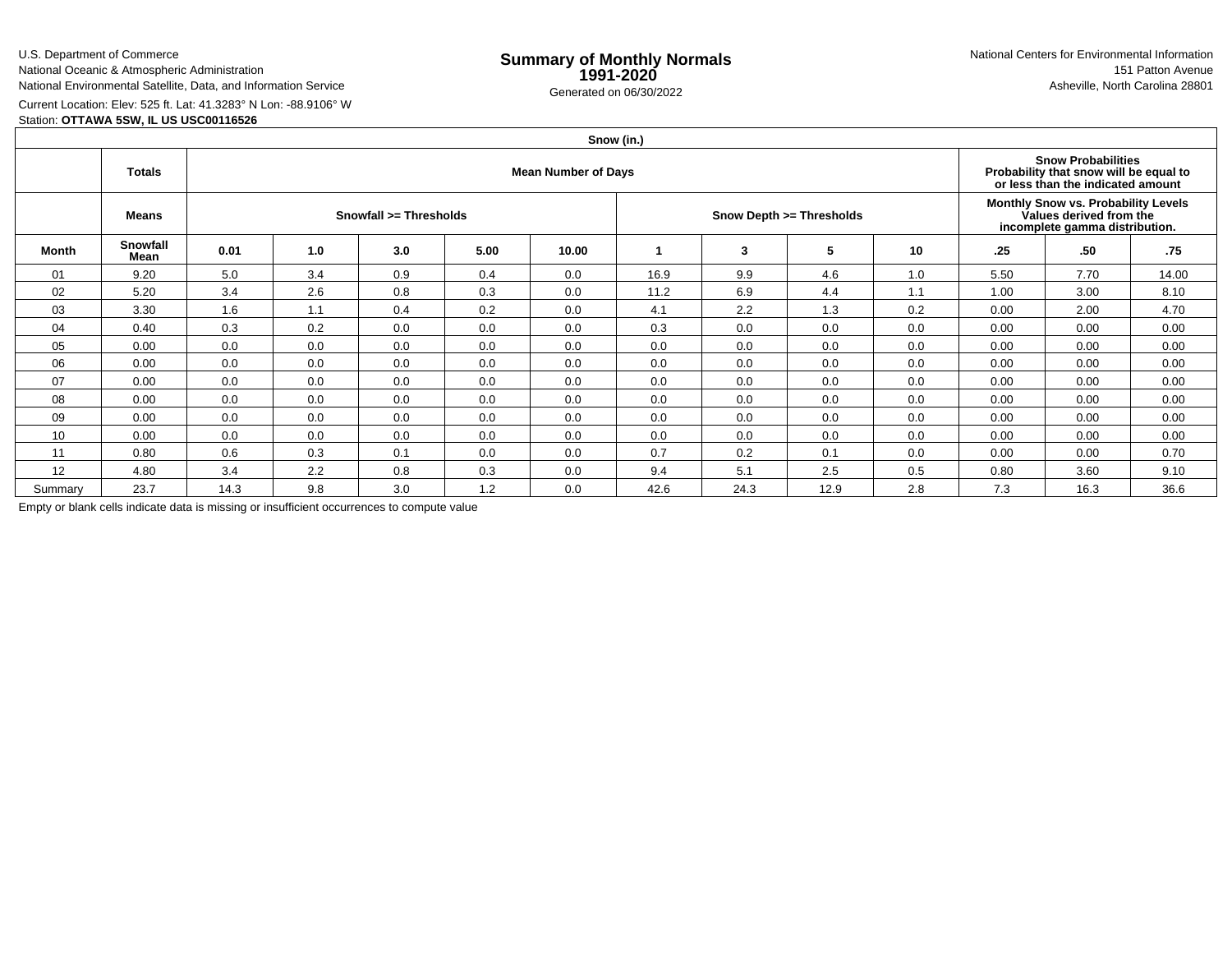U.S. Department of Commerce
National Oceanic & Atmospheric Administration
National Environmental Satellite, Data, and Information Service

# Summary of Monthly Normals 1991-2020

Generated on 06/30/2022

National Centers for Environmental Information
151 Patton Avenue
Asheville, North Carolina 28801

Current Location: Elev: 525 ft. Lat: 41.3283° N Lon: -88.9106° W
Station: **OTTAWA 5SW, IL US USC00116526**

| Snow (in.) | | | | | | | | | | | | |
|---|---|---|---|---|---|---|---|---|---|---|---|---|
| | **Totals** | **Mean Number of Days** | | | | | | | | | **Snow Probabilities Probability that snow will be equal to or less than the indicated amount** | | |
| | **Means** | **Snowfall >= Thresholds** | | | | | **Snow Depth >= Thresholds** | | | | **Monthly Snow vs. Probability Levels Values derived from the incomplete gamma distribution.** | | |
| **Month** | **Snowfall Mean** | **0.01** | **1.0** | **3.0** | **5.00** | **10.00** | **1** | **3** | **5** | **10** | **.25** | **.50** | **.75** |
| 01 | 9.20 | 5.0 | 3.4 | 0.9 | 0.4 | 0.0 | 16.9 | 9.9 | 4.6 | 1.0 | 5.50 | 7.70 | 14.00 |
| 02 | 5.20 | 3.4 | 2.6 | 0.8 | 0.3 | 0.0 | 11.2 | 6.9 | 4.4 | 1.1 | 1.00 | 3.00 | 8.10 |
| 03 | 3.30 | 1.6 | 1.1 | 0.4 | 0.2 | 0.0 | 4.1 | 2.2 | 1.3 | 0.2 | 0.00 | 2.00 | 4.70 |
| 04 | 0.40 | 0.3 | 0.2 | 0.0 | 0.0 | 0.0 | 0.3 | 0.0 | 0.0 | 0.0 | 0.00 | 0.00 | 0.00 |
| 05 | 0.00 | 0.0 | 0.0 | 0.0 | 0.0 | 0.0 | 0.0 | 0.0 | 0.0 | 0.0 | 0.00 | 0.00 | 0.00 |
| 06 | 0.00 | 0.0 | 0.0 | 0.0 | 0.0 | 0.0 | 0.0 | 0.0 | 0.0 | 0.0 | 0.00 | 0.00 | 0.00 |
| 07 | 0.00 | 0.0 | 0.0 | 0.0 | 0.0 | 0.0 | 0.0 | 0.0 | 0.0 | 0.0 | 0.00 | 0.00 | 0.00 |
| 08 | 0.00 | 0.0 | 0.0 | 0.0 | 0.0 | 0.0 | 0.0 | 0.0 | 0.0 | 0.0 | 0.00 | 0.00 | 0.00 |
| 09 | 0.00 | 0.0 | 0.0 | 0.0 | 0.0 | 0.0 | 0.0 | 0.0 | 0.0 | 0.0 | 0.00 | 0.00 | 0.00 |
| 10 | 0.00 | 0.0 | 0.0 | 0.0 | 0.0 | 0.0 | 0.0 | 0.0 | 0.0 | 0.0 | 0.00 | 0.00 | 0.00 |
| 11 | 0.80 | 0.6 | 0.3 | 0.1 | 0.0 | 0.0 | 0.7 | 0.2 | 0.1 | 0.0 | 0.00 | 0.00 | 0.70 |
| 12 | 4.80 | 3.4 | 2.2 | 0.8 | 0.3 | 0.0 | 9.4 | 5.1 | 2.5 | 0.5 | 0.80 | 3.60 | 9.10 |
| Summary | 23.7 | 14.3 | 9.8 | 3.0 | 1.2 | 0.0 | 42.6 | 24.3 | 12.9 | 2.8 | 7.3 | 16.3 | 36.6 |

Empty or blank cells indicate data is missing or insufficient occurrences to compute value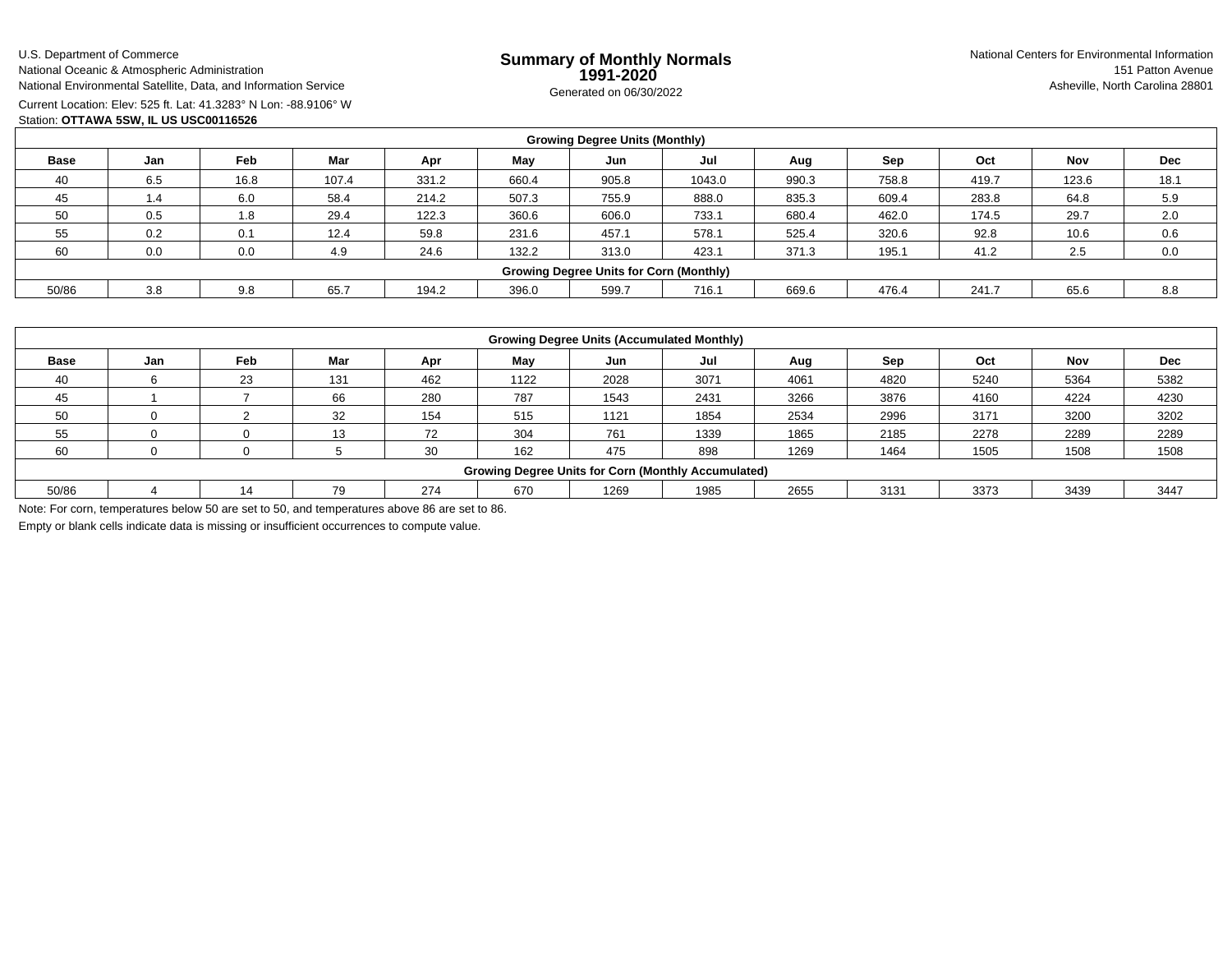U.S. Department of Commerce
National Oceanic & Atmospheric Administration
National Environmental Satellite, Data, and Information Service

# Summary of Monthly Normals 1991-2020

Generated on 06/30/2022

National Centers for Environmental Information
151 Patton Avenue
Asheville, North Carolina 28801

Current Location: Elev: 525 ft. Lat: 41.3283° N Lon: -88.9106° W
Station: **OTTAWA 5SW, IL US USC00116526**

| Growing Degree Units (Monthly) | | | | | | | | | | | | |
|---|---|---|---|---|---|---|---|---|---|---|---|---|
| **Base** | **Jan** | **Feb** | **Mar** | **Apr** | **May** | **Jun** | **Jul** | **Aug** | **Sep** | **Oct** | **Nov** | **Dec** |
| 40 | 6.5 | 16.8 | 107.4 | 331.2 | 660.4 | 905.8 | 1043.0 | 990.3 | 758.8 | 419.7 | 123.6 | 18.1 |
| 45 | 1.4 | 6.0 | 58.4 | 214.2 | 507.3 | 755.9 | 888.0 | 835.3 | 609.4 | 283.8 | 64.8 | 5.9 |
| 50 | 0.5 | 1.8 | 29.4 | 122.3 | 360.6 | 606.0 | 733.1 | 680.4 | 462.0 | 174.5 | 29.7 | 2.0 |
| 55 | 0.2 | 0.1 | 12.4 | 59.8 | 231.6 | 457.1 | 578.1 | 525.4 | 320.6 | 92.8 | 10.6 | 0.6 |
| 60 | 0.0 | 0.0 | 4.9 | 24.6 | 132.2 | 313.0 | 423.1 | 371.3 | 195.1 | 41.2 | 2.5 | 0.0 |
| **Growing Degree Units for Corn (Monthly)** | | | | | | | | | | | | |
| 50/86 | 3.8 | 9.8 | 65.7 | 194.2 | 396.0 | 599.7 | 716.1 | 669.6 | 476.4 | 241.7 | 65.6 | 8.8 |

| Growing Degree Units (Accumulated Monthly) | | | | | | | | | | | | |
|---|---|---|---|---|---|---|---|---|---|---|---|---|
| **Base** | **Jan** | **Feb** | **Mar** | **Apr** | **May** | **Jun** | **Jul** | **Aug** | **Sep** | **Oct** | **Nov** | **Dec** |
| 40 | 6 | 23 | 131 | 462 | 1122 | 2028 | 3071 | 4061 | 4820 | 5240 | 5364 | 5382 |
| 45 | 1 | 7 | 66 | 280 | 787 | 1543 | 2431 | 3266 | 3876 | 4160 | 4224 | 4230 |
| 50 | 0 | 2 | 32 | 154 | 515 | 1121 | 1854 | 2534 | 2996 | 3171 | 3200 | 3202 |
| 55 | 0 | 0 | 13 | 72 | 304 | 761 | 1339 | 1865 | 2185 | 2278 | 2289 | 2289 |
| 60 | 0 | 0 | 5 | 30 | 162 | 475 | 898 | 1269 | 1464 | 1505 | 1508 | 1508 |
| **Growing Degree Units for Corn (Monthly Accumulated)** | | | | | | | | | | | | |
| 50/86 | 4 | 14 | 79 | 274 | 670 | 1269 | 1985 | 2655 | 3131 | 3373 | 3439 | 3447 |

Note: For corn, temperatures below 50 are set to 50, and temperatures above 86 are set to 86.

Empty or blank cells indicate data is missing or insufficient occurrences to compute value.